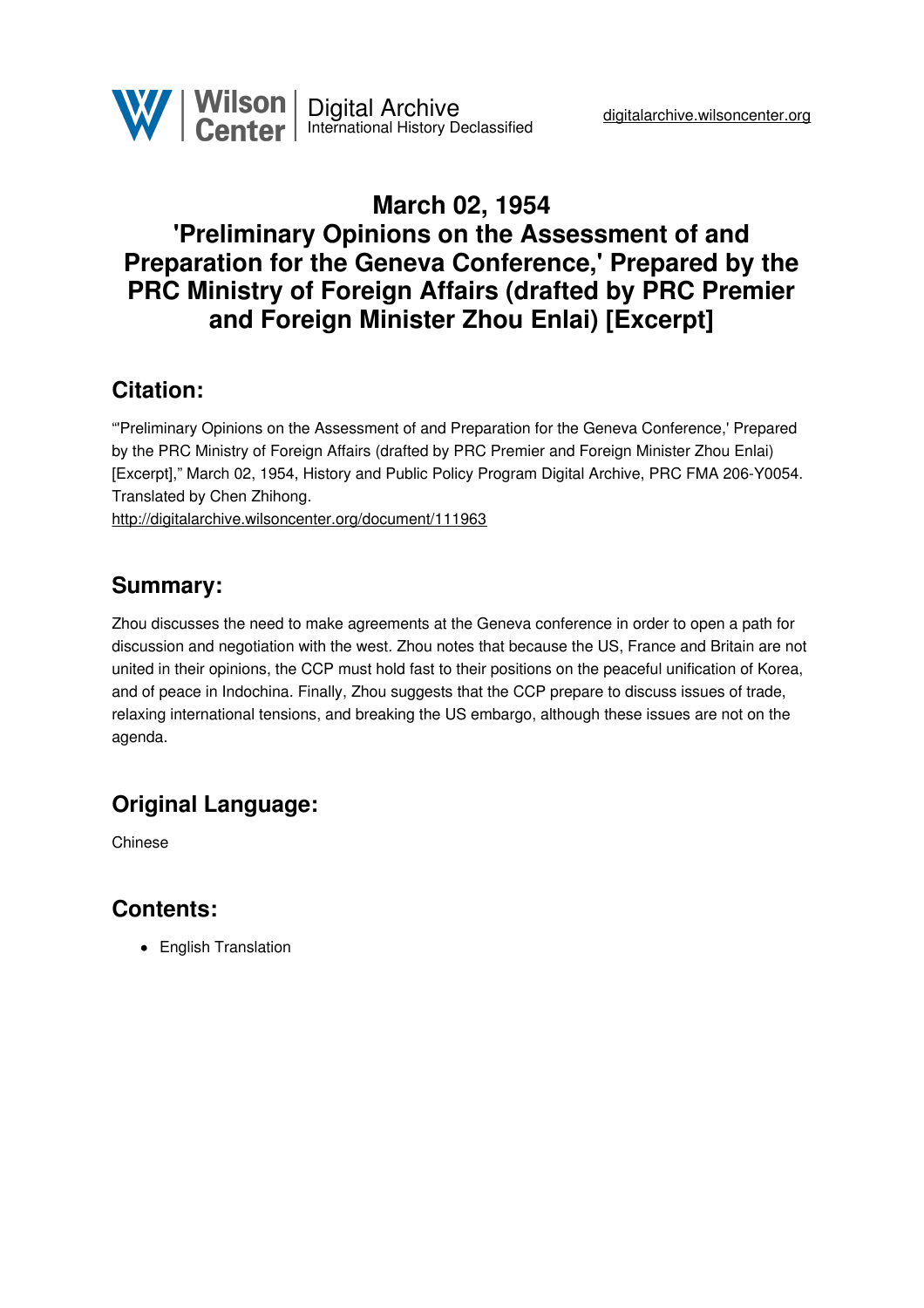# March 02, 1954
# 'Preliminary Opinions on the Assessment of and Preparation for the Geneva Conference,' Prepared by the PRC Ministry of Foreign Affairs (drafted by PRC Premier and Foreign Minister Zhou Enlai) [Excerpt]

## Citation:

"'Preliminary Opinions on the Assessment of and Preparation for the Geneva Conference,' Prepared by the PRC Ministry of Foreign Affairs (drafted by PRC Premier and Foreign Minister Zhou Enlai) [Excerpt]," March 02, 1954, History and Public Policy Program Digital Archive, PRC FMA 206-Y0054. Translated by Chen Zhihong.
http://digitalarchive.wilsoncenter.org/document/111963

## Summary:

Zhou discusses the need to make agreements at the Geneva conference in order to open a path for discussion and negotiation with the west. Zhou notes that because the US, France and Britain are not united in their opinions, the CCP must hold fast to their positions on the peaceful unification of Korea, and of peace in Indochina. Finally, Zhou suggests that the CCP prepare to discuss issues of trade, relaxing international tensions, and breaking the US embargo, although these issues are not on the agenda.

## Original Language:

Chinese

## Contents:

- English Translation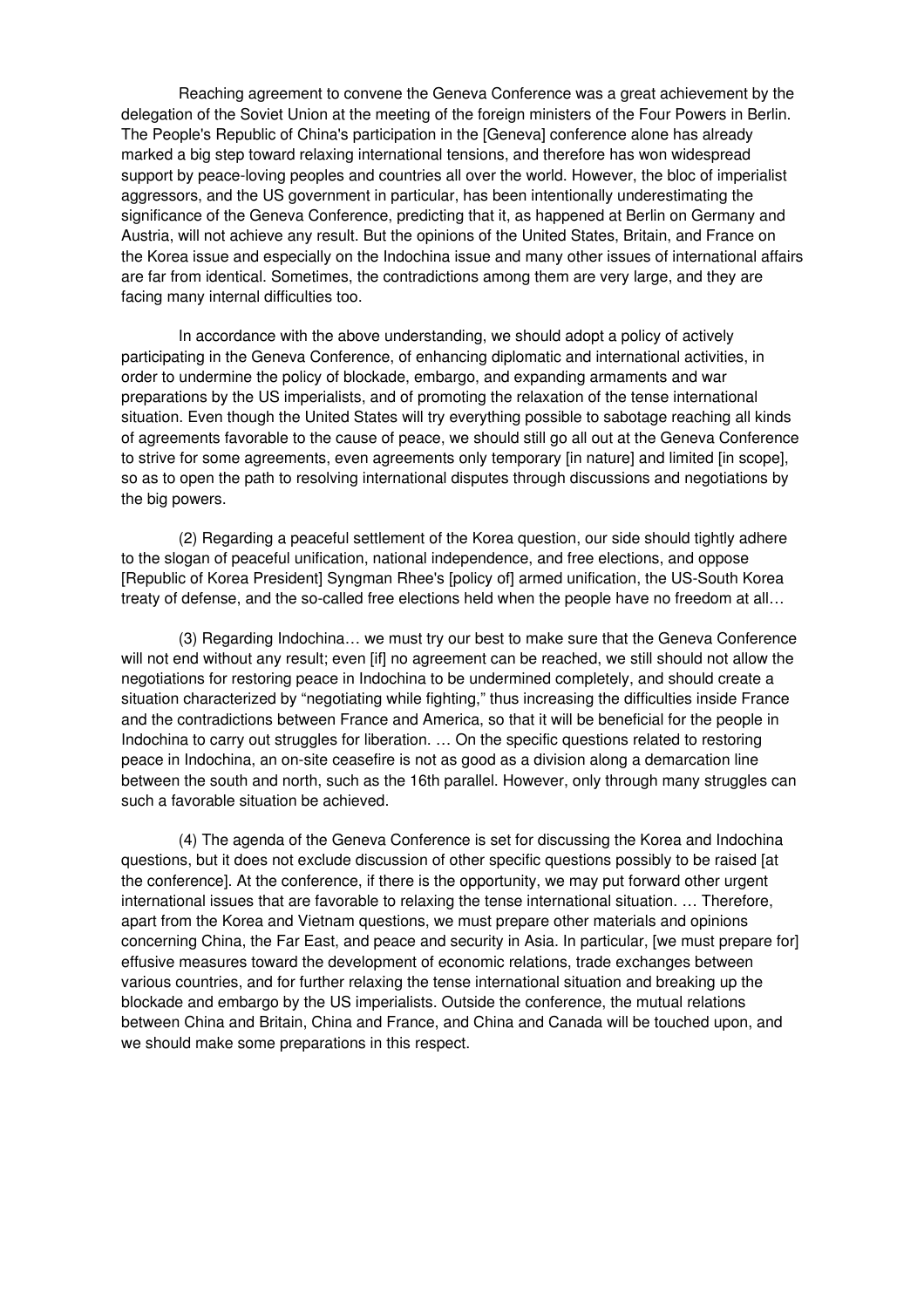Reaching agreement to convene the Geneva Conference was a great achievement by the delegation of the Soviet Union at the meeting of the foreign ministers of the Four Powers in Berlin. The People's Republic of China's participation in the [Geneva] conference alone has already marked a big step toward relaxing international tensions, and therefore has won widespread support by peace-loving peoples and countries all over the world. However, the bloc of imperialist aggressors, and the US government in particular, has been intentionally underestimating the significance of the Geneva Conference, predicting that it, as happened at Berlin on Germany and Austria, will not achieve any result. But the opinions of the United States, Britain, and France on the Korea issue and especially on the Indochina issue and many other issues of international affairs are far from identical. Sometimes, the contradictions among them are very large, and they are facing many internal difficulties too.

In accordance with the above understanding, we should adopt a policy of actively participating in the Geneva Conference, of enhancing diplomatic and international activities, in order to undermine the policy of blockade, embargo, and expanding armaments and war preparations by the US imperialists, and of promoting the relaxation of the tense international situation. Even though the United States will try everything possible to sabotage reaching all kinds of agreements favorable to the cause of peace, we should still go all out at the Geneva Conference to strive for some agreements, even agreements only temporary [in nature] and limited [in scope], so as to open the path to resolving international disputes through discussions and negotiations by the big powers.

(2) Regarding a peaceful settlement of the Korea question, our side should tightly adhere to the slogan of peaceful unification, national independence, and free elections, and oppose [Republic of Korea President] Syngman Rhee's [policy of] armed unification, the US-South Korea treaty of defense, and the so-called free elections held when the people have no freedom at all…

(3) Regarding Indochina… we must try our best to make sure that the Geneva Conference will not end without any result; even [if] no agreement can be reached, we still should not allow the negotiations for restoring peace in Indochina to be undermined completely, and should create a situation characterized by "negotiating while fighting," thus increasing the difficulties inside France and the contradictions between France and America, so that it will be beneficial for the people in Indochina to carry out struggles for liberation. … On the specific questions related to restoring peace in Indochina, an on-site ceasefire is not as good as a division along a demarcation line between the south and north, such as the 16th parallel. However, only through many struggles can such a favorable situation be achieved.

(4) The agenda of the Geneva Conference is set for discussing the Korea and Indochina questions, but it does not exclude discussion of other specific questions possibly to be raised [at the conference]. At the conference, if there is the opportunity, we may put forward other urgent international issues that are favorable to relaxing the tense international situation. … Therefore, apart from the Korea and Vietnam questions, we must prepare other materials and opinions concerning China, the Far East, and peace and security in Asia. In particular, [we must prepare for] effusive measures toward the development of economic relations, trade exchanges between various countries, and for further relaxing the tense international situation and breaking up the blockade and embargo by the US imperialists. Outside the conference, the mutual relations between China and Britain, China and France, and China and Canada will be touched upon, and we should make some preparations in this respect.